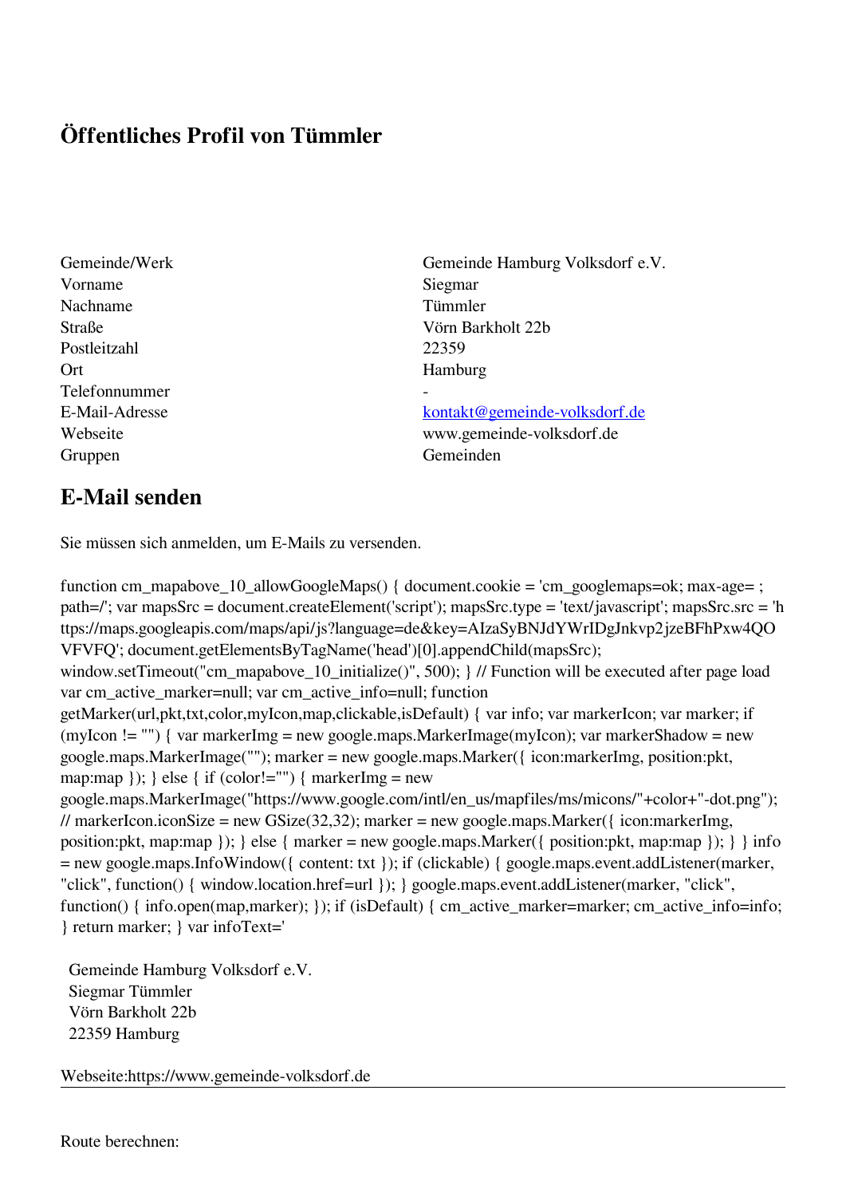# Öffentliches Profil von Tümmler

| | |
|---|---|
| Gemeinde/Werk | Gemeinde Hamburg Volksdorf e.V. |
| Vorname | Siegmar |
| Nachname | Tümmler |
| Straße | Vörn Barkholt 22b |
| Postleitzahl | 22359 |
| Ort | Hamburg |
| Telefonnummer | - |
| E-Mail-Adresse | kontakt@gemeinde-volksdorf.de |
| Webseite | www.gemeinde-volksdorf.de |
| Gruppen | Gemeinden |

## E-Mail senden

Sie müssen sich anmelden, um E-Mails zu versenden.

```
function cm_mapabove_10_allowGoogleMaps() { document.cookie = 'cm_googlemaps=ok; max-age= ; path=/'; var mapsSrc = document.createElement('script'); mapsSrc.type = 'text/javascript'; mapsSrc.src = 'https://maps.googleapis.com/maps/api/js?language=de&key=AIzaSyBNJdYWrIDgJnkvp2jzeBFhPxw4QOVFVFQ'; document.getElementsByTagName('head')[0].appendChild(mapsSrc); window.setTimeout("cm_mapabove_10_initialize()", 500); } // Function will be executed after page load var cm_active_marker=null; var cm_active_info=null; function getMarker(url,pkt,txt,color,myIcon,map,clickable,isDefault) { var info; var markerIcon; var marker; if (myIcon != "") { var markerImg = new google.maps.MarkerImage(myIcon); var markerShadow = new google.maps.MarkerImage(""); marker = new google.maps.Marker({ icon:markerImg, position:pkt, map:map }); } else { if (color!="") { markerImg = new google.maps.MarkerImage("https://www.google.com/intl/en_us/mapfiles/ms/micons/"+color+"-dot.png"); // markerIcon.iconSize = new GSize(32,32); marker = new google.maps.Marker({ icon:markerImg, position:pkt, map:map }); } else { marker = new google.maps.Marker({ position:pkt, map:map }); } } info = new google.maps.InfoWindow({ content: txt }); if (clickable) { google.maps.event.addListener(marker, "click", function() { window.location.href=url }); } google.maps.event.addListener(marker, "click", function() { info.open(map,marker); }); if (isDefault) { cm_active_marker=marker; cm_active_info=info; } return marker; } var infoText='
```

Gemeinde Hamburg Volksdorf e.V.
Siegmar Tümmler
Vörn Barkholt 22b
22359 Hamburg

Webseite:https://www.gemeinde-volksdorf.de

---

Route berechnen: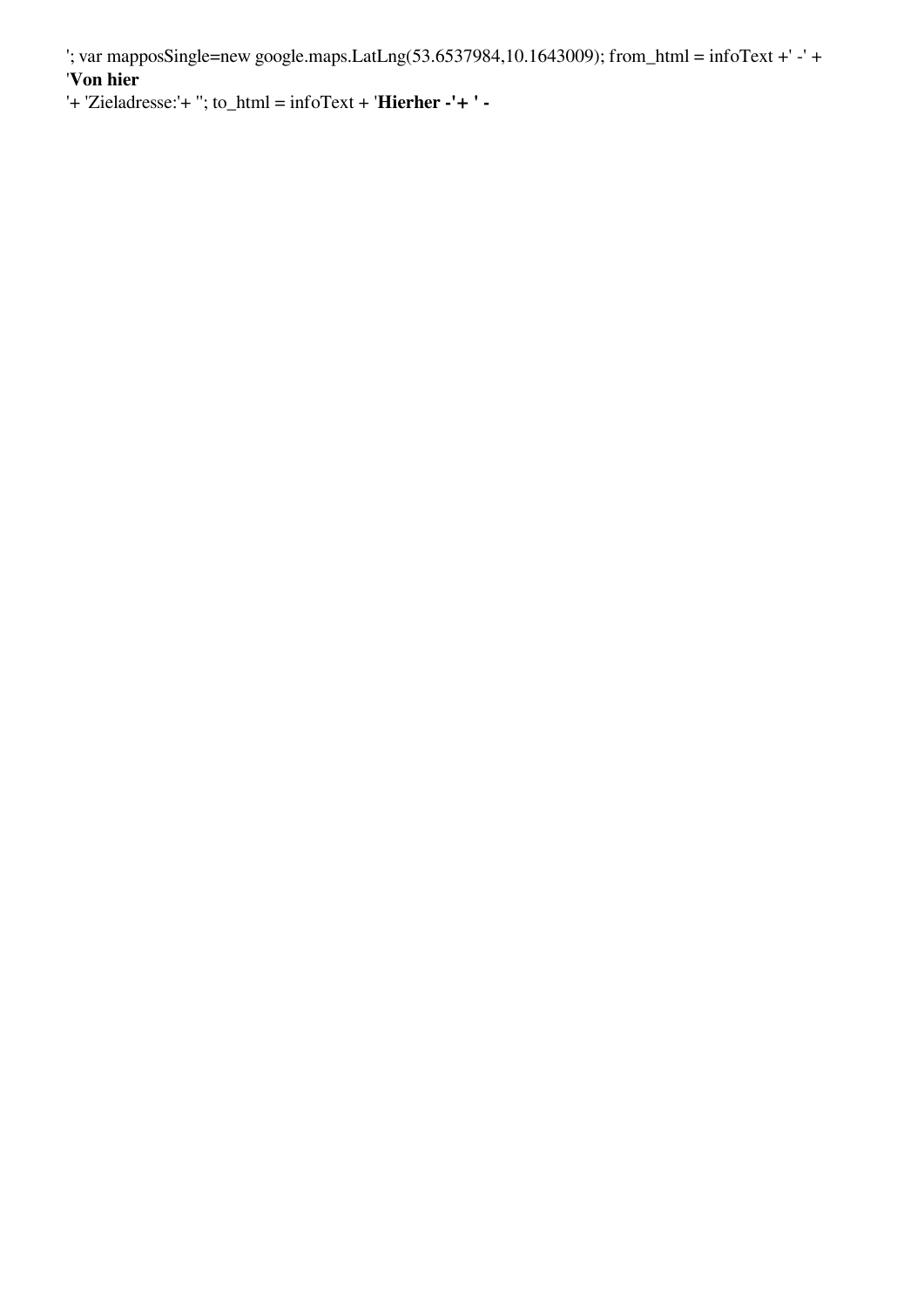'; var mapposSingle=new google.maps.LatLng(53.6537984,10.1643009); from_html = infoText +' -' + '**Von hier**
'+ 'Zieladresse:'+ ''; to_html = infoText + '**Hierher -'+ ' -**